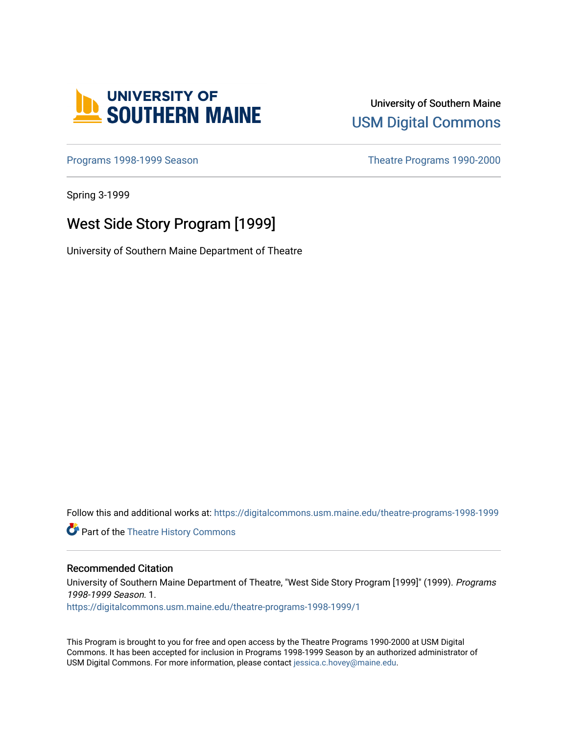University of Southern Maine

USM Digital Commons

Programs 1998-1999 Season

Theatre Programs 1990-2000

Spring 3-1999

# West Side Story Program [1999]

University of Southern Maine Department of Theatre

Follow this and additional works at: https://digitalcommons.usm.maine.edu/theatre-programs-1998-1999

Part of the Theatre History Commons

## Recommended Citation

University of Southern Maine Department of Theatre, "West Side Story Program [1999]" (1999). *Programs 1998-1999 Season*. 1.
https://digitalcommons.usm.maine.edu/theatre-programs-1998-1999/1

This Program is brought to you for free and open access by the Theatre Programs 1990-2000 at USM Digital Commons. It has been accepted for inclusion in Programs 1998-1999 Season by an authorized administrator of USM Digital Commons. For more information, please contact jessica.c.hovey@maine.edu.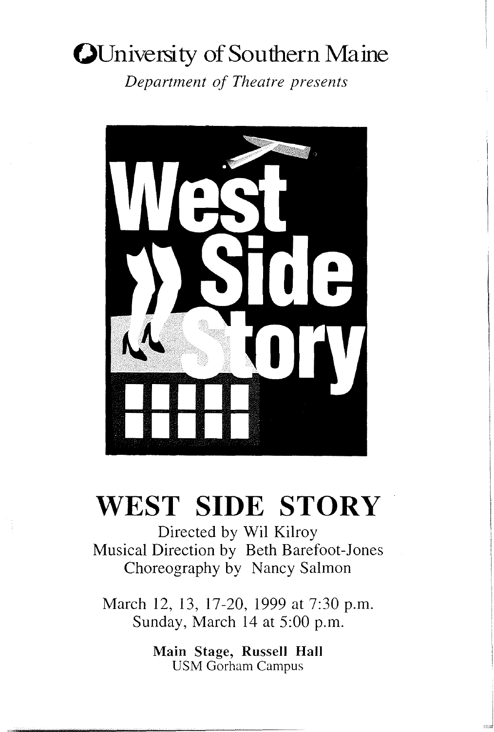University of Southern Maine

*Department of Theatre presents*

# WEST SIDE STORY

Directed by Wil Kilroy

Musical Direction by Beth Barefoot-Jones

Choreography by Nancy Salmon

March 12, 13, 17-20, 1999 at 7:30 p.m.

Sunday, March 14 at 5:00 p.m.

**Main Stage, Russell Hall**

USM Gorham Campus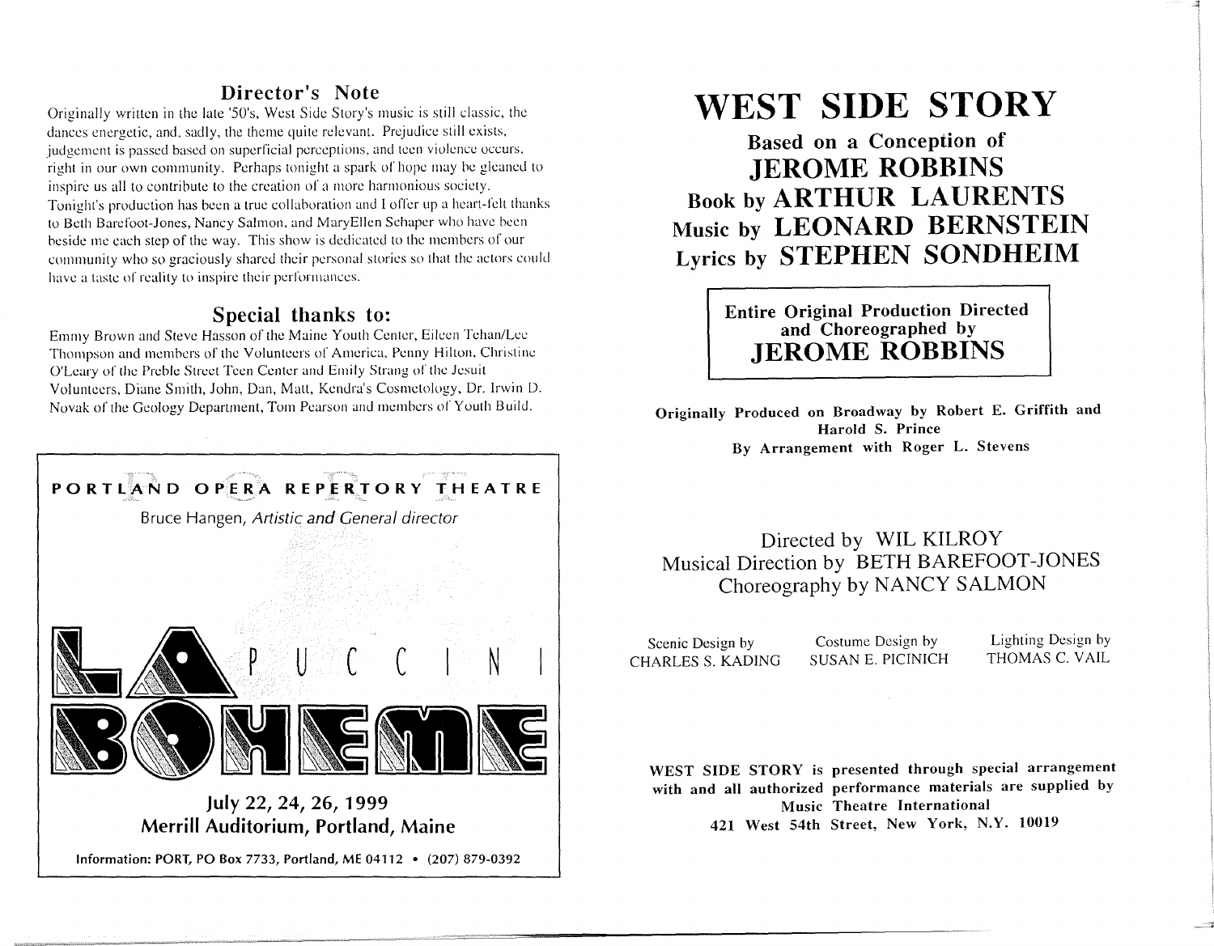## Director's Note

Originally written in the late '50's, West Side Story's music is still classic, the dances energetic, and, sadly, the theme quite relevant. Prejudice still exists, judgement is passed based on superficial perceptions, and teen violence occurs, right in our own community. Perhaps tonight a spark of hope may be gleaned to inspire us all to contribute to the creation of a more harmonious society. Tonight's production has been a true collaboration and I offer up a heart-felt thanks to Beth Barefoot-Jones, Nancy Salmon, and MaryEllen Schaper who have been beside me each step of the way. This show is dedicated to the members of our community who so graciously shared their personal stories so that the actors could have a taste of reality to inspire their performances.

## Special thanks to:

Emmy Brown and Steve Hasson of the Maine Youth Center, Eileen Tehan/Lee Thompson and members of the Volunteers of America, Penny Hilton, Christine O'Leary of the Preble Street Teen Center and Emily Strang of the Jesuit Volunteers, Diane Smith, John, Dan, Matt, Kendra's Cosmetology, Dr. Irwin D. Novak of the Geology Department, Tom Pearson and members of Youth Build.

---

**PORTLAND OPERA REPERTORY THEATRE**

Bruce Hangen, *Artistic and General director*

**LA BOHEME** PUCCINI

**July 22, 24, 26, 1999**
**Merrill Auditorium, Portland, Maine**

Information: PORT, PO Box 7733, Portland, ME 04112 • (207) 879-0392

---

# WEST SIDE STORY

**Based on a Conception of**
**JEROME ROBBINS**
**Book by ARTHUR LAURENTS**
**Music by LEONARD BERNSTEIN**
**Lyrics by STEPHEN SONDHEIM**

**Entire Original Production Directed and Choreographed by**
**JEROME ROBBINS**

**Originally Produced on Broadway by Robert E. Griffith and Harold S. Prince**
**By Arrangement with Roger L. Stevens**

Directed by WIL KILROY
Musical Direction by BETH BAREFOOT-JONES
Choreography by NANCY SALMON

Scenic Design by CHARLES S. KADING
Costume Design by SUSAN E. PICINICH
Lighting Design by THOMAS C. VAIL

**WEST SIDE STORY is presented through special arrangement with and all authorized performance materials are supplied by Music Theatre International**
**421 West 54th Street, New York, N.Y. 10019**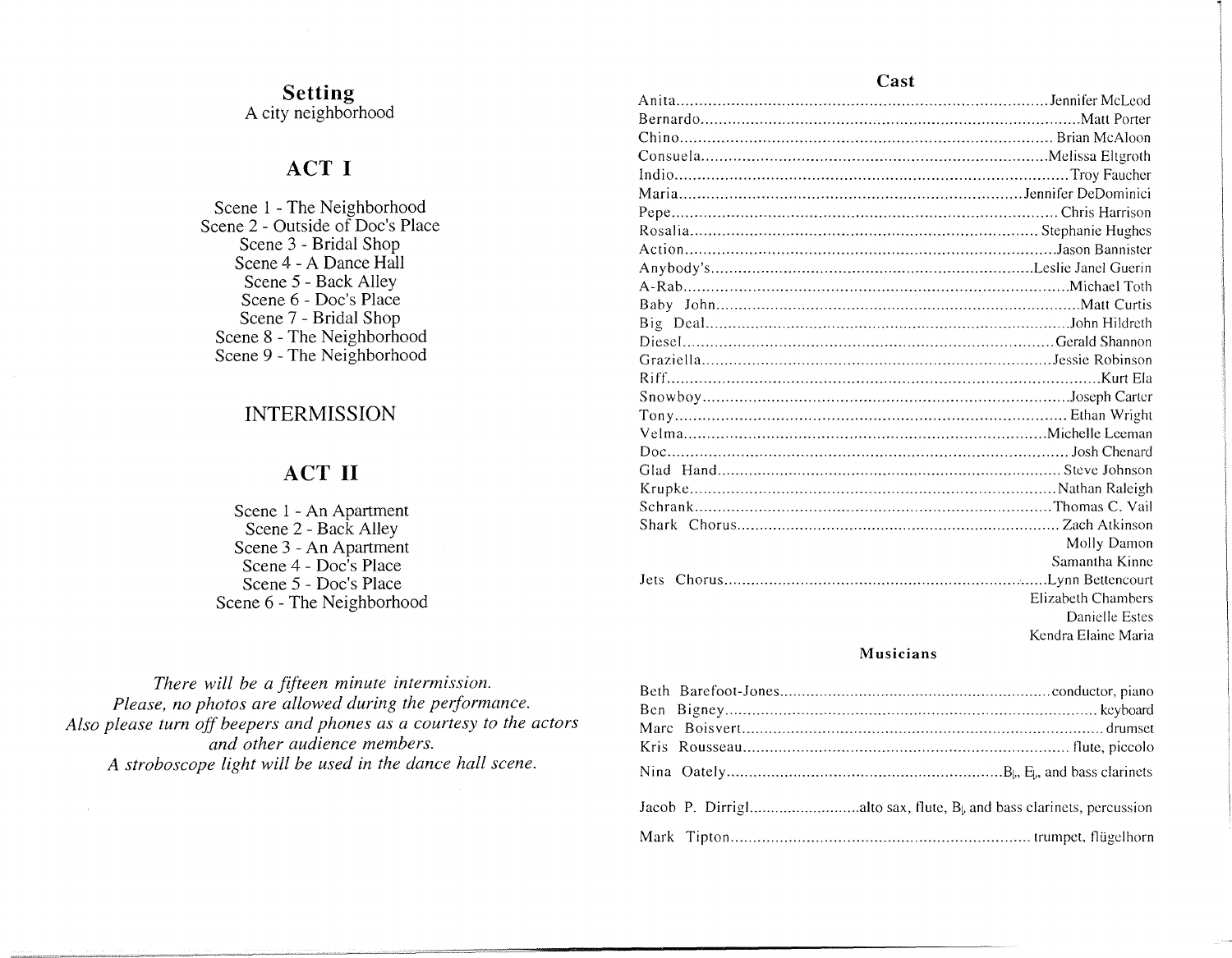## Setting

A city neighborhood

## ACT I

Scene 1 - The Neighborhood
Scene 2 - Outside of Doc's Place
Scene 3 - Bridal Shop
Scene 4 - A Dance Hall
Scene 5 - Back Alley
Scene 6 - Doc's Place
Scene 7 - Bridal Shop
Scene 8 - The Neighborhood
Scene 9 - The Neighborhood

INTERMISSION

## ACT II

Scene 1 - An Apartment
Scene 2 - Back Alley
Scene 3 - An Apartment
Scene 4 - Doc's Place
Scene 5 - Doc's Place
Scene 6 - The Neighborhood

*There will be a fifteen minute intermission.*
*Please, no photos are allowed during the performance.*
*Also please turn off beepers and phones as a courtesy to the actors and other audience members.*
*A stroboscope light will be used in the dance hall scene.*

### Cast

Anita.......................Jennifer McLeod
Bernardo.......................Matt Porter
Chino.......................Brian McAloon
Consuela.......................Melissa Eltgroth
Indio.......................Troy Faucher
Maria.......................Jennifer DeDominici
Pepe.......................Chris Harrison
Rosalia.......................Stephanie Hughes
Action.......................Jason Bannister
Anybody's.......................Leslie Janel Guerin
A-Rab.......................Michael Toth
Baby John.......................Matt Curtis
Big Deal.......................John Hildreth
Diesel.......................Gerald Shannon
Graziella.......................Jessie Robinson
Riff.......................Kurt Ela
Snowboy.......................Joseph Carter
Tony.......................Ethan Wright
Velma.......................Michelle Leeman
Doc.......................Josh Chenard
Glad Hand.......................Steve Johnson
Krupke.......................Nathan Raleigh
Schrank.......................Thomas C. Vail
Shark Chorus.......................Zach Atkinson
Molly Damon
Samantha Kinne
Jets Chorus.......................Lynn Bettencourt
Elizabeth Chambers
Danielle Estes
Kendra Elaine Maria

### Musicians

Beth Barefoot-Jones.......................conductor, piano
Ben Bigney.......................keyboard
Marc Boisvert.......................drumset
Kris Rousseau.......................flute, piccolo
Nina Oately.......................B♭, E♭, and bass clarinets
Jacob P. Dirrigl.......................alto sax, flute, B♭ and bass clarinets, percussion
Mark Tipton.......................trumpet, flügelhorn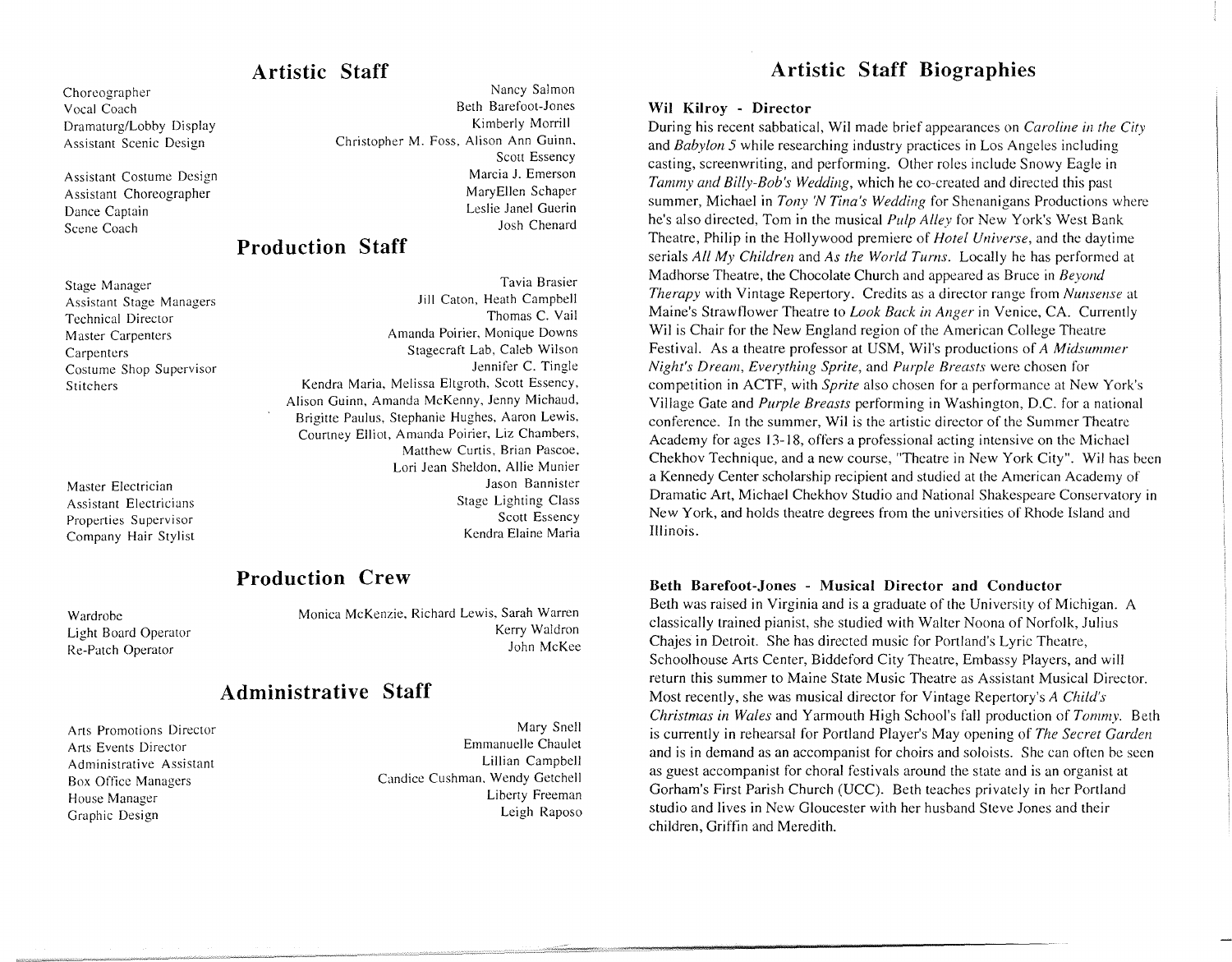## Artistic Staff

| | |
|---|---|
| Choreographer | Nancy Salmon |
| Vocal Coach | Beth Barefoot-Jones |
| Dramaturg/Lobby Display | Kimberly Morrill |
| Assistant Scenic Design | Christopher M. Foss, Alison Ann Guinn, Scott Essency |
| Assistant Costume Design | Marcia J. Emerson |
| Assistant Choreographer | MaryEllen Schaper |
| Dance Captain | Leslie Janel Guerin |
| Scene Coach | Josh Chenard |

## Production Staff

| | |
|---|---|
| Stage Manager | Tavia Brasier |
| Assistant Stage Managers | Jill Caton, Heath Campbell |
| Technical Director | Thomas C. Vail |
| Master Carpenters | Amanda Poirier, Monique Downs |
| Carpenters | Stagecraft Lab, Caleb Wilson |
| Costume Shop Supervisor | Jennifer C. Tingle |
| Stitchers | Kendra Maria, Melissa Eltgroth, Scott Essency, Alison Guinn, Amanda McKenny, Jenny Michaud, Brigitte Paulus, Stephanie Hughes, Aaron Lewis, Courtney Elliot, Amanda Poirier, Liz Chambers, Matthew Curtis, Brian Pascoe, Lori Jean Sheldon, Allie Munier |
| Master Electrician | Jason Bannister |
| Assistant Electricians | Stage Lighting Class |
| Properties Supervisor | Scott Essency |
| Company Hair Stylist | Kendra Elaine Maria |

## Production Crew

| | |
|---|---|
| Wardrobe | Monica McKenzie, Richard Lewis, Sarah Warren |
| Light Board Operator | Kerry Waldron |
| Re-Patch Operator | John McKee |

## Administrative Staff

| | |
|---|---|
| Arts Promotions Director | Mary Snell |
| Arts Events Director | Emmanuelle Chaulet |
| Administrative Assistant | Lillian Campbell |
| Box Office Managers | Candice Cushman, Wendy Getchell |
| House Manager | Liberty Freeman |
| Graphic Design | Leigh Raposo |

## Artistic Staff Biographies

**Wil Kilroy - Director**

During his recent sabbatical, Wil made brief appearances on *Caroline in the City* and *Babylon 5* while researching industry practices in Los Angeles including casting, screenwriting, and performing. Other roles include Snowy Eagle in *Tammy and Billy-Bob's Wedding*, which he co-created and directed this past summer, Michael in *Tony 'N Tina's Wedding* for Shenanigans Productions where he's also directed, Tom in the musical *Pulp Alley* for New York's West Bank Theatre, Philip in the Hollywood premiere of *Hotel Universe*, and the daytime serials *All My Children* and *As the World Turns*. Locally he has performed at Madhorse Theatre, the Chocolate Church and appeared as Bruce in *Beyond Therapy* with Vintage Repertory. Credits as a director range from *Nunsense* at Maine's Strawflower Theatre to *Look Back in Anger* in Venice, CA. Currently Wil is Chair for the New England region of the American College Theatre Festival. As a theatre professor at USM, Wil's productions of *A Midsummer Night's Dream*, *Everything Sprite*, and *Purple Breasts* were chosen for competition in ACTF, with *Sprite* also chosen for a performance at New York's Village Gate and *Purple Breasts* performing in Washington, D.C. for a national conference. In the summer, Wil is the artistic director of the Summer Theatre Academy for ages 13-18, offers a professional acting intensive on the Michael Chekhov Technique, and a new course, "Theatre in New York City". Wil has been a Kennedy Center scholarship recipient and studied at the American Academy of Dramatic Art, Michael Chekhov Studio and National Shakespeare Conservatory in New York, and holds theatre degrees from the universities of Rhode Island and Illinois.

**Beth Barefoot-Jones - Musical Director and Conductor**

Beth was raised in Virginia and is a graduate of the University of Michigan. A classically trained pianist, she studied with Walter Noona of Norfolk, Julius Chajes in Detroit. She has directed music for Portland's Lyric Theatre, Schoolhouse Arts Center, Biddeford City Theatre, Embassy Players, and will return this summer to Maine State Music Theatre as Assistant Musical Director. Most recently, she was musical director for Vintage Repertory's *A Child's Christmas in Wales* and Yarmouth High School's fall production of *Tommy*. Beth is currently in rehearsal for Portland Player's May opening of *The Secret Garden* and is in demand as an accompanist for choirs and soloists. She can often be seen as guest accompanist for choral festivals around the state and is an organist at Gorham's First Parish Church (UCC). Beth teaches privately in her Portland studio and lives in New Gloucester with her husband Steve Jones and their children, Griffin and Meredith.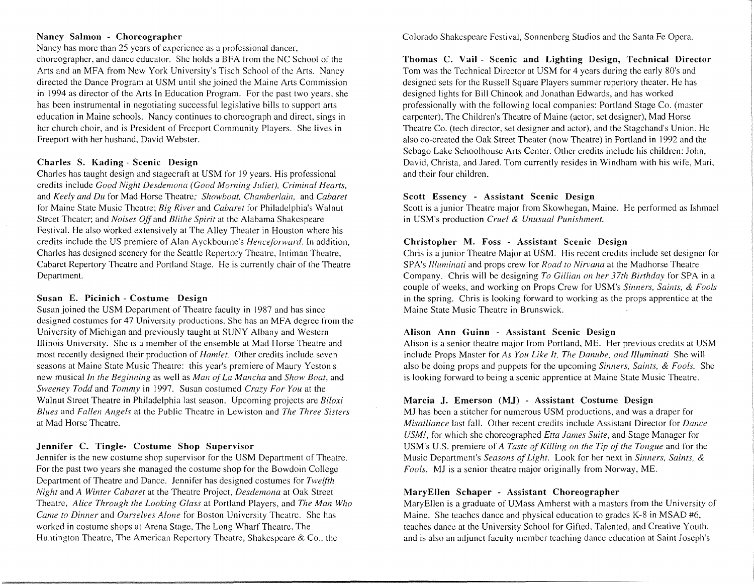**Nancy Salmon - Choreographer**

Nancy has more than 25 years of experience as a professional dancer, choreographer, and dance educator. She holds a BFA from the NC School of the Arts and an MFA from New York University's Tisch School of the Arts. Nancy directed the Dance Program at USM until she joined the Maine Arts Commission in 1994 as director of the Arts In Education Program. For the past two years, she has been instrumental in negotiating successful legislative bills to support arts education in Maine schools. Nancy continues to choreograph and direct, sings in her church choir, and is President of Freeport Community Players. She lives in Freeport with her husband, David Webster.

**Charles S. Kading - Scenic Design**

Charles has taught design and stagecraft at USM for 19 years. His professional credits include *Good Night Desdemona (Good Morning Juliet), Criminal Hearts,* and *Keely and Du* for Mad Horse Theatre; *Showboat, Chamberlain,* and *Cabaret* for Maine State Music Theatre; *Big River* and *Cabaret* for Philadelphia's Walnut Street Theater; and *Noises Off* and *Blithe Spirit* at the Alabama Shakespeare Festival. He also worked extensively at The Alley Theater in Houston where his credits include the US premiere of Alan Ayckbourne's *Henceforward.* In addition, Charles has designed scenery for the Seattle Repertory Theatre, Intiman Theatre, Cabaret Repertory Theatre and Portland Stage. He is currently chair of the Theatre Department.

**Susan E. Picinich - Costume Design**

Susan joined the USM Department of Theatre faculty in 1987 and has since designed costumes for 47 University productions. She has an MFA degree from the University of Michigan and previously taught at SUNY Albany and Western Illinois University. She is a member of the ensemble at Mad Horse Theatre and most recently designed their production of *Hamlet.* Other credits include seven seasons at Maine State Music Theatre: this year's premiere of Maury Yeston's new musical *In the Beginning* as well as *Man of La Mancha* and *Show Boat,* and *Sweeney Todd* and *Tommy* in 1997. Susan costumed *Crazy For You* at the Walnut Street Theatre in Philadelphia last season. Upcoming projects are *Biloxi Blues* and *Fallen Angels* at the Public Theatre in Lewiston and *The Three Sisters* at Mad Horse Theatre.

**Jennifer C. Tingle- Costume Shop Supervisor**

Jennifer is the new costume shop supervisor for the USM Department of Theatre. For the past two years she managed the costume shop for the Bowdoin College Department of Theatre and Dance. Jennifer has designed costumes for *Twelfth Night* and *A Winter Cabaret* at the Theatre Project, *Desdemona* at Oak Street Theatre, *Alice Through the Looking Glass* at Portland Players, and *The Man Who Came to Dinner* and *Ourselves Alone* for Boston University Theatre. She has worked in costume shops at Arena Stage, The Long Wharf Theatre, The Huntington Theatre, The American Repertory Theatre, Shakespeare & Co., the Colorado Shakespeare Festival, Sonnenberg Studios and the Santa Fe Opera.

**Thomas C. Vail - Scenic and Lighting Design, Technical Director**

Tom was the Technical Director at USM for 4 years during the early 80's and designed sets for the Russell Square Players summer repertory theater. He has designed lights for Bill Chinook and Jonathan Edwards, and has worked professionally with the following local companies: Portland Stage Co. (master carpenter), The Children's Theatre of Maine (actor, set designer), Mad Horse Theatre Co. (tech director, set designer and actor), and the Stagehand's Union. He also co-created the Oak Street Theater (now Theatre) in Portland in 1992 and the Sebago Lake Schoolhouse Arts Center. Other credits include his children: John, David, Christa, and Jared. Tom currently resides in Windham with his wife, Mari, and their four children.

**Scott Essency - Assistant Scenic Design**

Scott is a junior Theatre major from Skowhegan, Maine. He performed as Ishmael in USM's production *Cruel & Unusual Punishment.*

**Christopher M. Foss - Assistant Scenic Design**

Chris is a junior Theatre Major at USM. His recent credits include set designer for SPA's *Illuminati* and props crew for *Road to Nirvana* at the Madhorse Theatre Company. Chris will be designing *To Gillian on her 37th Birthday* for SPA in a couple of weeks, and working on Props Crew for USM's *Sinners, Saints, & Fools* in the spring. Chris is looking forward to working as the props apprentice at the Maine State Music Theatre in Brunswick.

**Alison Ann Guinn - Assistant Scenic Design**

Alison is a senior theatre major from Portland, ME. Her previous credits at USM include Props Master for *As You Like It, The Danube, and Illuminati* She will also be doing props and puppets for the upcoming *Sinners, Saints, & Fools.* She is looking forward to being a scenic apprentice at Maine State Music Theatre.

**Marcia J. Emerson (MJ) - Assistant Costume Design**

MJ has been a stitcher for numerous USM productions, and was a draper for *Misalliance* last fall. Other recent credits include Assistant Director for *Dance USM!,* for which she choreographed *Etta James Suite,* and Stage Manager for USM's U.S. premiere of *A Taste of Killing on the Tip of the Tongue* and for the Music Department's *Seasons of Light.* Look for her next in *Sinners, Saints, & Fools.* MJ is a senior theatre major originally from Norway, ME.

**MaryEllen Schaper - Assistant Choreographer**

MaryEllen is a graduate of UMass Amherst with a masters from the University of Maine. She teaches dance and physical education to grades K-8 in MSAD #6, teaches dance at the University School for Gifted, Talented, and Creative Youth, and is also an adjunct faculty member teaching dance education at Saint Joseph's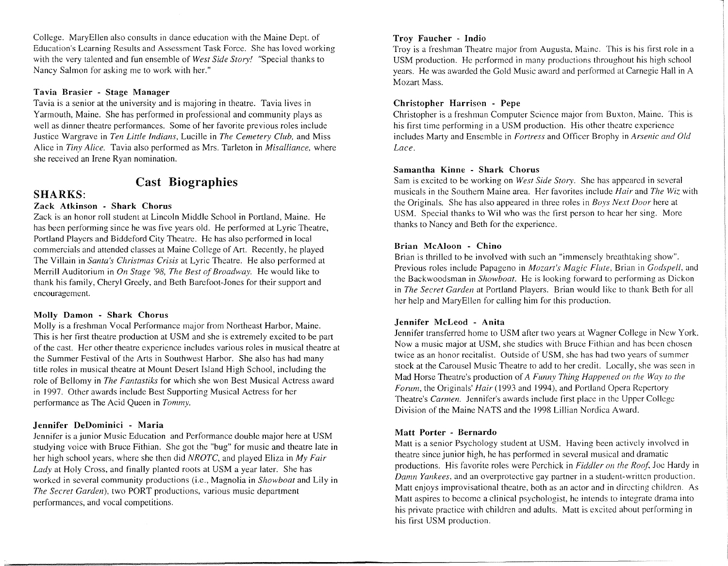College. MaryEllen also consults in dance education with the Maine Dept. of Education's Learning Results and Assessment Task Force. She has loved working with the very talented and fun ensemble of *West Side Story!* "Special thanks to Nancy Salmon for asking me to work with her."

**Tavia Brasier - Stage Manager**

Tavia is a senior at the university and is majoring in theatre. Tavia lives in Yarmouth, Maine. She has performed in professional and community plays as well as dinner theatre performances. Some of her favorite previous roles include Justice Wargrave in *Ten Little Indians*, Lucille in *The Cemetery Club,* and Miss Alice in *Tiny Alice.* Tavia also performed as Mrs. Tarleton in *Misalliance,* where she received an Irene Ryan nomination.

## Cast Biographies

### SHARKS:

**Zack Atkinson - Shark Chorus**

Zack is an honor roll student at Lincoln Middle School in Portland, Maine. He has been performing since he was five years old. He performed at Lyric Theatre, Portland Players and Biddeford City Theatre. He has also performed in local commercials and attended classes at Maine College of Art. Recently, he played The Villain in *Santa's Christmas Crisis* at Lyric Theatre. He also performed at Merrill Auditorium in *On Stage '98, The Best of Broadway.* He would like to thank his family, Cheryl Greely, and Beth Barefoot-Jones for their support and encouragement.

**Molly Damon - Shark Chorus**

Molly is a freshman Vocal Performance major from Northeast Harbor, Maine. This is her first theatre production at USM and she is extremely excited to be part of the cast. Her other theatre experience includes various roles in musical theatre at the Summer Festival of the Arts in Southwest Harbor. She also has had many title roles in musical theatre at Mount Desert Island High School, including the role of Bellomy in *The Fantastiks* for which she won Best Musical Actress award in 1997. Other awards include Best Supporting Musical Actress for her performance as The Acid Queen in *Tommy.*

**Jennifer DeDominici - Maria**

Jennifer is a junior Music Education and Performance double major here at USM studying voice with Bruce Fithian. She got the "bug" for music and theatre late in her high school years, where she then did *NROTC*, and played Eliza in *My Fair Lady* at Holy Cross, and finally planted roots at USM a year later. She has worked in several community productions (i.e., Magnolia in *Showboat* and Lily in *The Secret Garden*), two PORT productions, various music department performances, and vocal competitions.

**Troy Faucher - Indio**

Troy is a freshman Theatre major from Augusta, Maine. This is his first role in a USM production. He performed in many productions throughout his high school years. He was awarded the Gold Music award and performed at Carnegie Hall in A Mozart Mass.

**Christopher Harrison - Pepe**

Christopher is a freshman Computer Science major from Buxton, Maine. This is his first time performing in a USM production. His other theatre experience includes Marty and Ensemble in *Fortress* and Officer Brophy in *Arsenic and Old Lace*.

**Samantha Kinne - Shark Chorus**

Sam is excited to be working on *West Side Story*. She has appeared in several musicals in the Southern Maine area. Her favorites include *Hair* and *The Wiz* with the Originals. She has also appeared in three roles in *Boys Next Door* here at USM. Special thanks to Wil who was the first person to hear her sing. More thanks to Nancy and Beth for the experience.

**Brian McAloon - Chino**

Brian is thrilled to be involved with such an "immensely breathtaking show". Previous roles include Papageno in *Mozart's Magic Flute*, Brian in *Godspell*, and the Backwoodsman in *Showboat.* He is looking forward to performing as Dickon in *The Secret Garden* at Portland Players. Brian would like to thank Beth for all her help and MaryEllen for calling him for this production.

**Jennifer McLeod - Anita**

Jennifer transferred home to USM after two years at Wagner College in New York. Now a music major at USM, she studies with Bruce Fithian and has been chosen twice as an honor recitalist. Outside of USM, she has had two years of summer stock at the Carousel Music Theatre to add to her credit. Locally, she was seen in Mad Horse Theatre's production of *A Funny Thing Happened on the Way to the Forum*, the Originals' *Hair* (1993 and 1994), and Portland Opera Repertory Theatre's *Carmen.* Jennifer's awards include first place in the Upper College Division of the Maine NATS and the 1998 Lillian Nordica Award.

**Matt Porter - Bernardo**

Matt is a senior Psychology student at USM. Having been actively involved in theatre since junior high, he has performed in several musical and dramatic productions. His favorite roles were Perchick in *Fiddler on the Roof*, Joe Hardy in *Damn Yankees*, and an overprotective gay partner in a student-written production. Matt enjoys improvisational theatre, both as an actor and in directing children. As Matt aspires to become a clinical psychologist, he intends to integrate drama into his private practice with children and adults. Matt is excited about performing in his first USM production.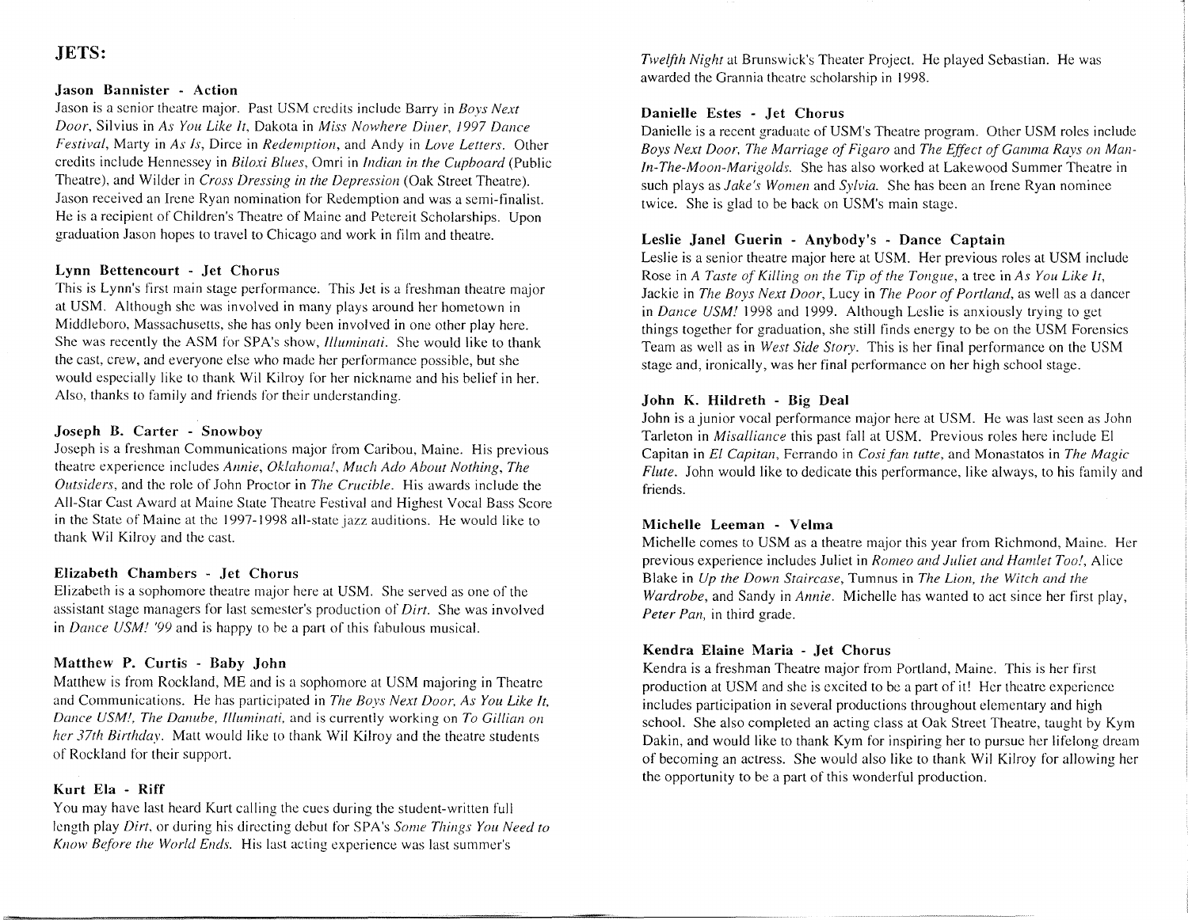## JETS:

**Jason Bannister - Action**

Jason is a senior theatre major. Past USM credits include Barry in *Boys Next Door*, Silvius in *As You Like It*, Dakota in *Miss Nowhere Diner*, *1997 Dance Festival*, Marty in *As Is*, Dirce in *Redemption*, and Andy in *Love Letters*. Other credits include Hennessey in *Biloxi Blues*, Omri in *Indian in the Cupboard* (Public Theatre), and Wilder in *Cross Dressing in the Depression* (Oak Street Theatre). Jason received an Irene Ryan nomination for Redemption and was a semi-finalist. He is a recipient of Children's Theatre of Maine and Petereit Scholarships. Upon graduation Jason hopes to travel to Chicago and work in film and theatre.

**Lynn Bettencourt - Jet Chorus**

This is Lynn's first main stage performance. This Jet is a freshman theatre major at USM. Although she was involved in many plays around her hometown in Middleboro, Massachusetts, she has only been involved in one other play here. She was recently the ASM for SPA's show, *Illuminati*. She would like to thank the cast, crew, and everyone else who made her performance possible, but she would especially like to thank Wil Kilroy for her nickname and his belief in her. Also, thanks to family and friends for their understanding.

**Joseph B. Carter - Snowboy**

Joseph is a freshman Communications major from Caribou, Maine. His previous theatre experience includes *Annie*, *Oklahoma!*, *Much Ado About Nothing*, *The Outsiders*, and the role of John Proctor in *The Crucible*. His awards include the All-Star Cast Award at Maine State Theatre Festival and Highest Vocal Bass Score in the State of Maine at the 1997-1998 all-state jazz auditions. He would like to thank Wil Kilroy and the cast.

**Elizabeth Chambers - Jet Chorus**

Elizabeth is a sophomore theatre major here at USM. She served as one of the assistant stage managers for last semester's production of *Dirt*. She was involved in *Dance USM! '99* and is happy to be a part of this fabulous musical.

**Matthew P. Curtis - Baby John**

Matthew is from Rockland, ME and is a sophomore at USM majoring in Theatre and Communications. He has participated in *The Boys Next Door*, *As You Like It*, *Dance USM!*, *The Danube*, *Illuminati*, and is currently working on *To Gillian on her 37th Birthday*. Matt would like to thank Wil Kilroy and the theatre students of Rockland for their support.

**Kurt Ela - Riff**

You may have last heard Kurt calling the cues during the student-written full length play *Dirt*, or during his directing debut for SPA's *Some Things You Need to Know Before the World Ends*. His last acting experience was last summer's *Twelfth Night* at Brunswick's Theater Project. He played Sebastian. He was awarded the Grannia theatre scholarship in 1998.

**Danielle Estes - Jet Chorus**

Danielle is a recent graduate of USM's Theatre program. Other USM roles include *Boys Next Door*, *The Marriage of Figaro* and *The Effect of Gamma Rays on Man-In-The-Moon-Marigolds*. She has also worked at Lakewood Summer Theatre in such plays as *Jake's Women* and *Sylvia*. She has been an Irene Ryan nominee twice. She is glad to be back on USM's main stage.

**Leslie Janel Guerin - Anybody's - Dance Captain**

Leslie is a senior theatre major here at USM. Her previous roles at USM include Rose in *A Taste of Killing on the Tip of the Tongue*, a tree in *As You Like It*, Jackie in *The Boys Next Door*, Lucy in *The Poor of Portland*, as well as a dancer in *Dance USM!* 1998 and 1999. Although Leslie is anxiously trying to get things together for graduation, she still finds energy to be on the USM Forensics Team as well as in *West Side Story*. This is her final performance on the USM stage and, ironically, was her final performance on her high school stage.

**John K. Hildreth - Big Deal**

John is a junior vocal performance major here at USM. He was last seen as John Tarleton in *Misalliance* this past fall at USM. Previous roles here include El Capitan in *El Capitan*, Ferrando in *Cosi fan tutte*, and Monastatos in *The Magic Flute*. John would like to dedicate this performance, like always, to his family and friends.

**Michelle Leeman - Velma**

Michelle comes to USM as a theatre major this year from Richmond, Maine. Her previous experience includes Juliet in *Romeo and Juliet and Hamlet Too!*, Alice Blake in *Up the Down Staircase*, Tumnus in *The Lion, the Witch and the Wardrobe*, and Sandy in *Annie*. Michelle has wanted to act since her first play, *Peter Pan*, in third grade.

**Kendra Elaine Maria - Jet Chorus**

Kendra is a freshman Theatre major from Portland, Maine. This is her first production at USM and she is excited to be a part of it! Her theatre experience includes participation in several productions throughout elementary and high school. She also completed an acting class at Oak Street Theatre, taught by Kym Dakin, and would like to thank Kym for inspiring her to pursue her lifelong dream of becoming an actress. She would also like to thank Wil Kilroy for allowing her the opportunity to be a part of this wonderful production.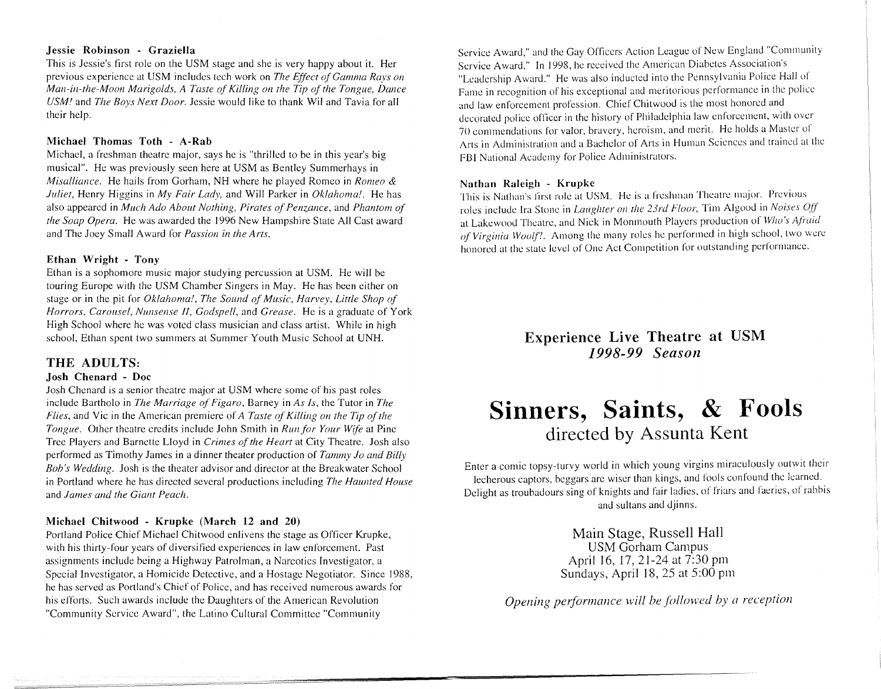**Jessie Robinson - Graziella**

This is Jessie's first role on the USM stage and she is very happy about it. Her previous experience at USM includes tech work on *The Effect of Gamma Rays on Man-in-the-Moon Marigolds, A Taste of Killing on the Tip of the Tongue, Dance USM!* and *The Boys Next Door.* Jessie would like to thank Wil and Tavia for all their help.

**Michael Thomas Toth - A-Rab**

Michael, a freshman theatre major, says he is "thrilled to be in this year's big musical". He was previously seen here at USM as Bentley Summerhays in *Misalliance*. He hails from Gorham, NH where he played Romeo in *Romeo & Juliet*, Henry Higgins in *My Fair Lady,* and Will Parker in *Oklahoma!*. He has also appeared in *Much Ado About Nothing, Pirates of Penzance*, and *Phantom of the Soap Opera*. He was awarded the 1996 New Hampshire State All Cast award and The Joey Small Award for *Passion in the Arts*.

**Ethan Wright - Tony**

Ethan is a sophomore music major studying percussion at USM. He will be touring Europe with the USM Chamber Singers in May. He has been either on stage or in the pit for *Oklahoma!, The Sound of Music, Harvey, Little Shop of Horrors, Carousel, Nunsense II, Godspell,* and *Grease*. He is a graduate of York High School where he was voted class musician and class artist. While in high school, Ethan spent two summers at Summer Youth Music School at UNH.

## THE ADULTS:

**Josh Chenard - Doc**

Josh Chenard is a senior theatre major at USM where some of his past roles include Bartholo in *The Marriage of Figaro*, Barney in *As Is*, the Tutor in *The Flies*, and Vic in the American premiere of *A Taste of Killing on the Tip of the Tongue*. Other theatre credits include John Smith in *Run for Your Wife* at Pine Tree Players and Barnette Lloyd in *Crimes of the Heart* at City Theatre. Josh also performed as Timothy James in a dinner theater production of *Tammy Jo and Billy Bob's Wedding*. Josh is the theater advisor and director at the Breakwater School in Portland where he has directed several productions including *The Haunted House* and *James and the Giant Peach*.

**Michael Chitwood - Krupke (March 12 and 20)**

Portland Police Chief Michael Chitwood enlivens the stage as Officer Krupke, with his thirty-four years of diversified experiences in law enforcement. Past assignments include being a Highway Patrolman, a Narcotics Investigator, a Special Investigator, a Homicide Detective, and a Hostage Negotiator. Since 1988, he has served as Portland's Chief of Police, and has received numerous awards for his efforts. Such awards include the Daughters of the American Revolution "Community Service Award", the Latino Cultural Committee "Community Service Award," and the Gay Officers Action League of New England "Community Service Award." In 1998, he received the American Diabetes Association's "Leadership Award." He was also inducted into the Pennsylvania Police Hall of Fame in recognition of his exceptional and meritorious performance in the police and law enforcement profession. Chief Chitwood is the most honored and decorated police officer in the history of Philadelphia law enforcement, with over 70 commendations for valor, bravery, heroism, and merit. He holds a Master of Arts in Administration and a Bachelor of Arts in Human Sciences and trained at the FBI National Academy for Police Administrators.

**Nathan Raleigh - Krupke**

This is Nathan's first role at USM. He is a freshman Theatre major. Previous roles include Ira Stone in *Laughter on the 23rd Floor,* Tim Algood in *Noises Off* at Lakewood Theatre, and Nick in Monmouth Players production of *Who's Afraid of Virginia Woolf?*. Among the many roles he performed in high school, two were honored at the state level of One Act Competition for outstanding performance.

### Experience Live Theatre at USM
### *1998-99 Season*

# Sinners, Saints, & Fools
## directed by Assunta Kent

Enter a comic topsy-turvy world in which young virgins miraculously outwit their lecherous captors, beggars are wiser than kings, and fools confound the learned. Delight as troubadours sing of knights and fair ladies, of friars and faeries, of rabbis and sultans and djinns.

Main Stage, Russell Hall
USM Gorham Campus
April 16, 17, 21-24 at 7:30 pm
Sundays, April 18, 25 at 5:00 pm

*Opening performance will be followed by a reception*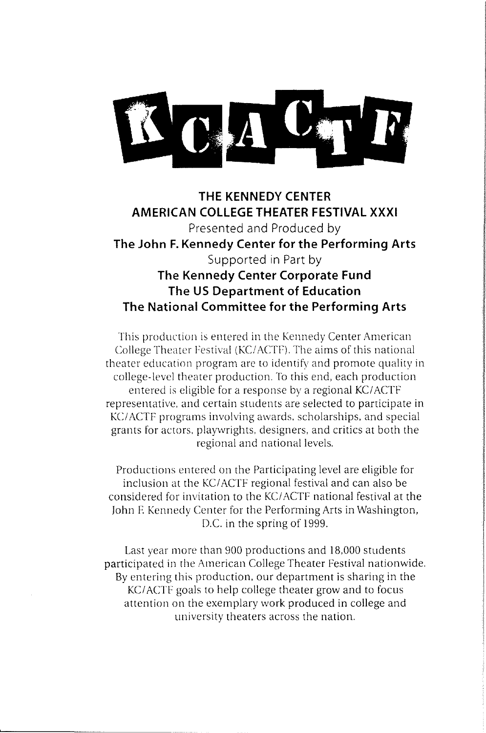# KCACTF

**THE KENNEDY CENTER**
**AMERICAN COLLEGE THEATER FESTIVAL XXXI**
Presented and Produced by
**The John F. Kennedy Center for the Performing Arts**
Supported in Part by
**The Kennedy Center Corporate Fund**
**The US Department of Education**
**The National Committee for the Performing Arts**

This production is entered in the Kennedy Center American College Theater Festival (KC/ACTF). The aims of this national theater education program are to identify and promote quality in college-level theater production. To this end, each production entered is eligible for a response by a regional KC/ACTF representative, and certain students are selected to participate in KC/ACTF programs involving awards, scholarships, and special grants for actors, playwrights, designers, and critics at both the regional and national levels.

Productions entered on the Participating level are eligible for inclusion at the KC/ACTF regional festival and can also be considered for invitation to the KC/ACTF national festival at the John F. Kennedy Center for the Performing Arts in Washington, D.C. in the spring of 1999.

Last year more than 900 productions and 18,000 students participated in the American College Theater Festival nationwide. By entering this production, our department is sharing in the KC/ACTF goals to help college theater grow and to focus attention on the exemplary work produced in college and university theaters across the nation.